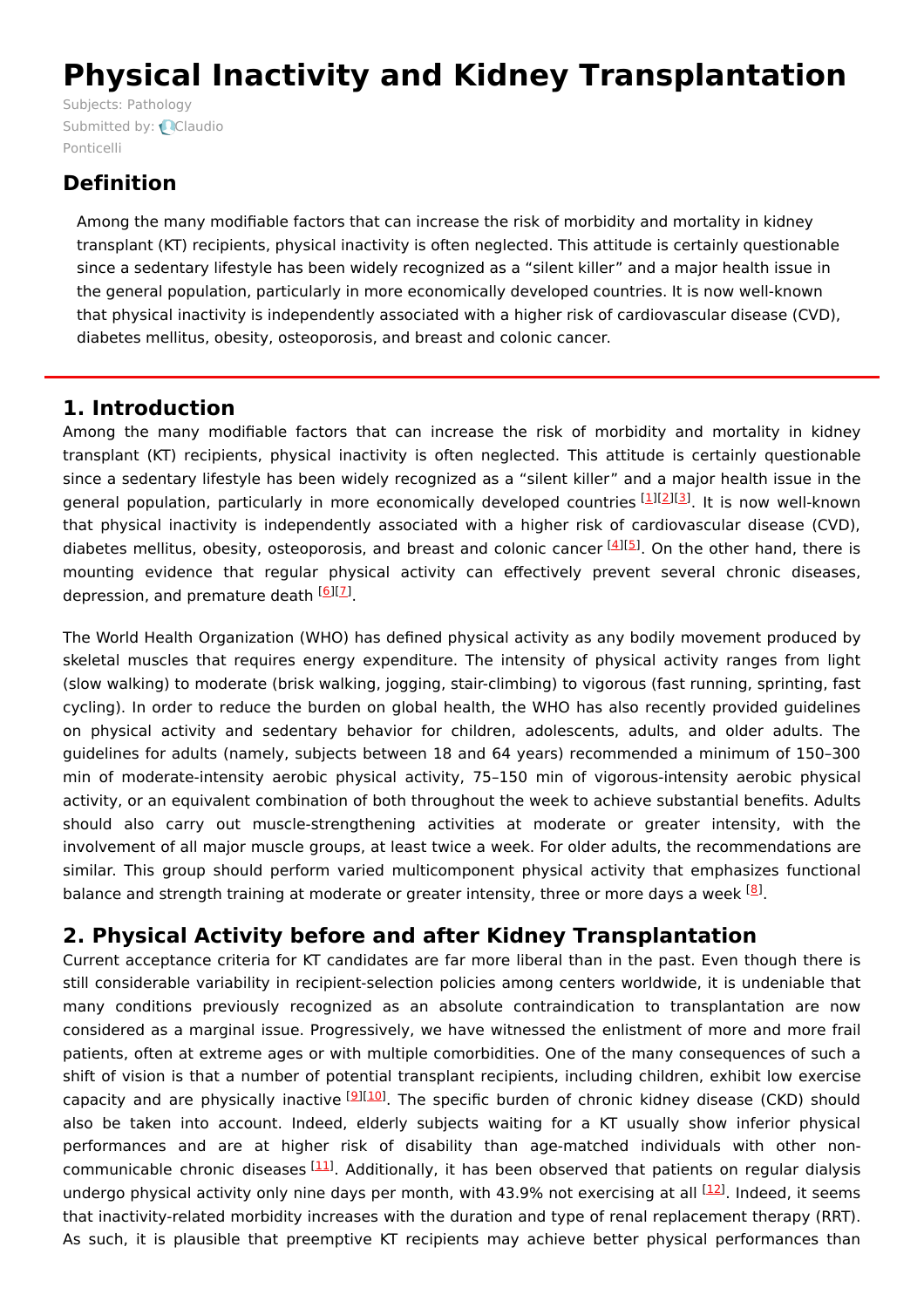# Physical Inactivity and Kidney Transplantation

Subjects: Pathology
Submitted by: Claudio Ponticelli

## Definition

Among the many modifiable factors that can increase the risk of morbidity and mortality in kidney transplant (KT) recipients, physical inactivity is often neglected. This attitude is certainly questionable since a sedentary lifestyle has been widely recognized as a "silent killer" and a major health issue in the general population, particularly in more economically developed countries. It is now well-known that physical inactivity is independently associated with a higher risk of cardiovascular disease (CVD), diabetes mellitus, obesity, osteoporosis, and breast and colonic cancer.

## 1. Introduction

Among the many modifiable factors that can increase the risk of morbidity and mortality in kidney transplant (KT) recipients, physical inactivity is often neglected. This attitude is certainly questionable since a sedentary lifestyle has been widely recognized as a "silent killer" and a major health issue in the general population, particularly in more economically developed countries [1][2][3]. It is now well-known that physical inactivity is independently associated with a higher risk of cardiovascular disease (CVD), diabetes mellitus, obesity, osteoporosis, and breast and colonic cancer [4][5]. On the other hand, there is mounting evidence that regular physical activity can effectively prevent several chronic diseases, depression, and premature death [6][7].

The World Health Organization (WHO) has defined physical activity as any bodily movement produced by skeletal muscles that requires energy expenditure. The intensity of physical activity ranges from light (slow walking) to moderate (brisk walking, jogging, stair-climbing) to vigorous (fast running, sprinting, fast cycling). In order to reduce the burden on global health, the WHO has also recently provided guidelines on physical activity and sedentary behavior for children, adolescents, adults, and older adults. The guidelines for adults (namely, subjects between 18 and 64 years) recommended a minimum of 150–300 min of moderate-intensity aerobic physical activity, 75–150 min of vigorous-intensity aerobic physical activity, or an equivalent combination of both throughout the week to achieve substantial benefits. Adults should also carry out muscle-strengthening activities at moderate or greater intensity, with the involvement of all major muscle groups, at least twice a week. For older adults, the recommendations are similar. This group should perform varied multicomponent physical activity that emphasizes functional balance and strength training at moderate or greater intensity, three or more days a week [8].

## 2. Physical Activity before and after Kidney Transplantation

Current acceptance criteria for KT candidates are far more liberal than in the past. Even though there is still considerable variability in recipient-selection policies among centers worldwide, it is undeniable that many conditions previously recognized as an absolute contraindication to transplantation are now considered as a marginal issue. Progressively, we have witnessed the enlistment of more and more frail patients, often at extreme ages or with multiple comorbidities. One of the many consequences of such a shift of vision is that a number of potential transplant recipients, including children, exhibit low exercise capacity and are physically inactive [9][10]. The specific burden of chronic kidney disease (CKD) should also be taken into account. Indeed, elderly subjects waiting for a KT usually show inferior physical performances and are at higher risk of disability than age-matched individuals with other non-communicable chronic diseases [11]. Additionally, it has been observed that patients on regular dialysis undergo physical activity only nine days per month, with 43.9% not exercising at all [12]. Indeed, it seems that inactivity-related morbidity increases with the duration and type of renal replacement therapy (RRT). As such, it is plausible that preemptive KT recipients may achieve better physical performances than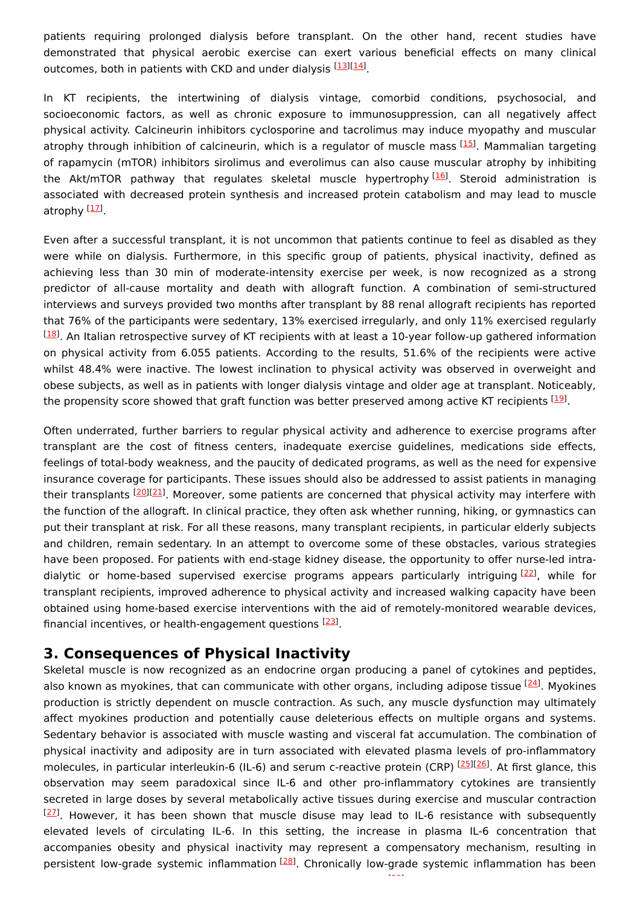patients requiring prolonged dialysis before transplant. On the other hand, recent studies have demonstrated that physical aerobic exercise can exert various beneficial effects on many clinical outcomes, both in patients with CKD and under dialysis [13][14].

In KT recipients, the intertwining of dialysis vintage, comorbid conditions, psychosocial, and socioeconomic factors, as well as chronic exposure to immunosuppression, can all negatively affect physical activity. Calcineurin inhibitors cyclosporine and tacrolimus may induce myopathy and muscular atrophy through inhibition of calcineurin, which is a regulator of muscle mass [15]. Mammalian targeting of rapamycin (mTOR) inhibitors sirolimus and everolimus can also cause muscular atrophy by inhibiting the Akt/mTOR pathway that regulates skeletal muscle hypertrophy [16]. Steroid administration is associated with decreased protein synthesis and increased protein catabolism and may lead to muscle atrophy [17].

Even after a successful transplant, it is not uncommon that patients continue to feel as disabled as they were while on dialysis. Furthermore, in this specific group of patients, physical inactivity, defined as achieving less than 30 min of moderate-intensity exercise per week, is now recognized as a strong predictor of all-cause mortality and death with allograft function. A combination of semi-structured interviews and surveys provided two months after transplant by 88 renal allograft recipients has reported that 76% of the participants were sedentary, 13% exercised irregularly, and only 11% exercised regularly [18]. An Italian retrospective survey of KT recipients with at least a 10-year follow-up gathered information on physical activity from 6.055 patients. According to the results, 51.6% of the recipients were active whilst 48.4% were inactive. The lowest inclination to physical activity was observed in overweight and obese subjects, as well as in patients with longer dialysis vintage and older age at transplant. Noticeably, the propensity score showed that graft function was better preserved among active KT recipients [19].

Often underrated, further barriers to regular physical activity and adherence to exercise programs after transplant are the cost of fitness centers, inadequate exercise guidelines, medications side effects, feelings of total-body weakness, and the paucity of dedicated programs, as well as the need for expensive insurance coverage for participants. These issues should also be addressed to assist patients in managing their transplants [20][21]. Moreover, some patients are concerned that physical activity may interfere with the function of the allograft. In clinical practice, they often ask whether running, hiking, or gymnastics can put their transplant at risk. For all these reasons, many transplant recipients, in particular elderly subjects and children, remain sedentary. In an attempt to overcome some of these obstacles, various strategies have been proposed. For patients with end-stage kidney disease, the opportunity to offer nurse-led intra-dialytic or home-based supervised exercise programs appears particularly intriguing [22], while for transplant recipients, improved adherence to physical activity and increased walking capacity have been obtained using home-based exercise interventions with the aid of remotely-monitored wearable devices, financial incentives, or health-engagement questions [23].

## 3. Consequences of Physical Inactivity

Skeletal muscle is now recognized as an endocrine organ producing a panel of cytokines and peptides, also known as myokines, that can communicate with other organs, including adipose tissue [24]. Myokines production is strictly dependent on muscle contraction. As such, any muscle dysfunction may ultimately affect myokines production and potentially cause deleterious effects on multiple organs and systems. Sedentary behavior is associated with muscle wasting and visceral fat accumulation. The combination of physical inactivity and adiposity are in turn associated with elevated plasma levels of pro-inflammatory molecules, in particular interleukin-6 (IL-6) and serum c-reactive protein (CRP) [25][26]. At first glance, this observation may seem paradoxical since IL-6 and other pro-inflammatory cytokines are transiently secreted in large doses by several metabolically active tissues during exercise and muscular contraction [27]. However, it has been shown that muscle disuse may lead to IL-6 resistance with subsequently elevated levels of circulating IL-6. In this setting, the increase in plasma IL-6 concentration that accompanies obesity and physical inactivity may represent a compensatory mechanism, resulting in persistent low-grade systemic inflammation [28]. Chronically low-grade systemic inflammation has been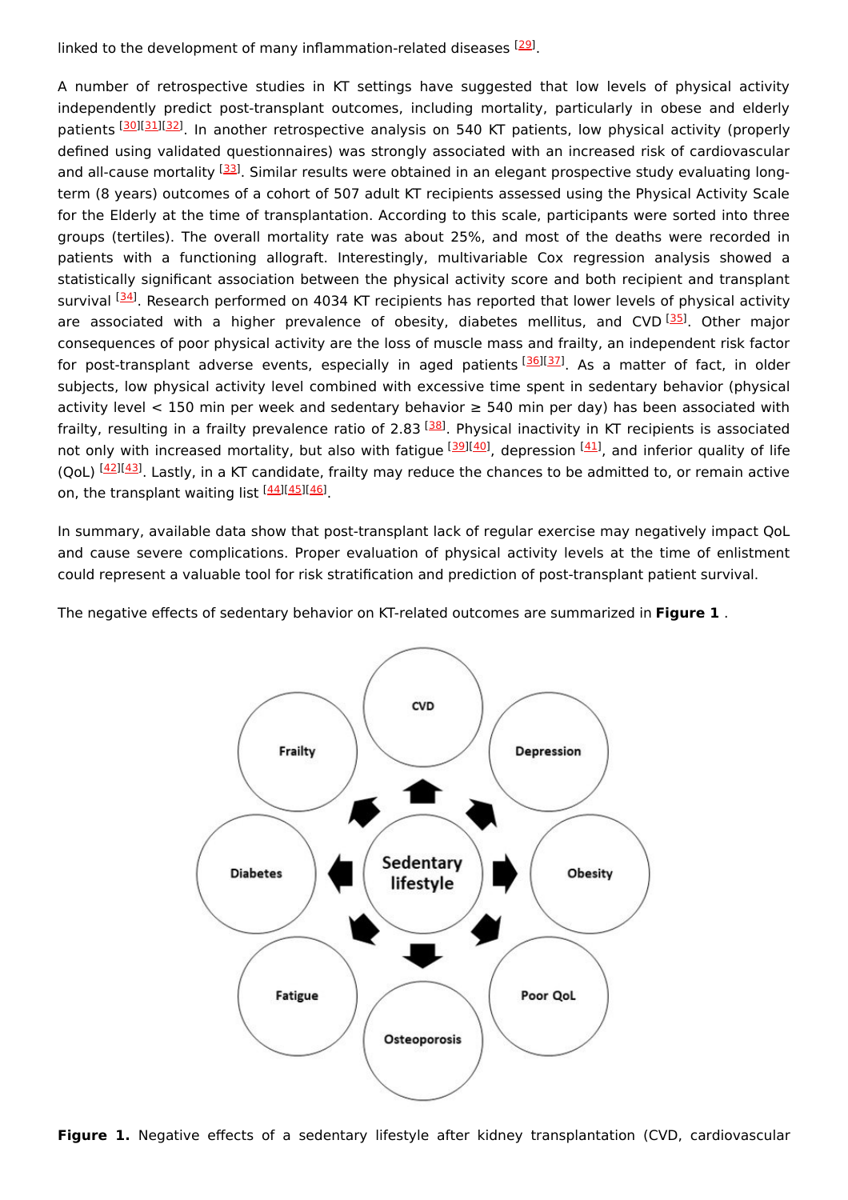linked to the development of many inflammation-related diseases [29].

A number of retrospective studies in KT settings have suggested that low levels of physical activity independently predict post-transplant outcomes, including mortality, particularly in obese and elderly patients [30][31][32]. In another retrospective analysis on 540 KT patients, low physical activity (properly defined using validated questionnaires) was strongly associated with an increased risk of cardiovascular and all-cause mortality [33]. Similar results were obtained in an elegant prospective study evaluating long-term (8 years) outcomes of a cohort of 507 adult KT recipients assessed using the Physical Activity Scale for the Elderly at the time of transplantation. According to this scale, participants were sorted into three groups (tertiles). The overall mortality rate was about 25%, and most of the deaths were recorded in patients with a functioning allograft. Interestingly, multivariable Cox regression analysis showed a statistically significant association between the physical activity score and both recipient and transplant survival [34]. Research performed on 4034 KT recipients has reported that lower levels of physical activity are associated with a higher prevalence of obesity, diabetes mellitus, and CVD [35]. Other major consequences of poor physical activity are the loss of muscle mass and frailty, an independent risk factor for post-transplant adverse events, especially in aged patients [36][37]. As a matter of fact, in older subjects, low physical activity level combined with excessive time spent in sedentary behavior (physical activity level < 150 min per week and sedentary behavior ≥ 540 min per day) has been associated with frailty, resulting in a frailty prevalence ratio of 2.83 [38]. Physical inactivity in KT recipients is associated not only with increased mortality, but also with fatigue [39][40], depression [41], and inferior quality of life (QoL) [42][43]. Lastly, in a KT candidate, frailty may reduce the chances to be admitted to, or remain active on, the transplant waiting list [44][45][46].

In summary, available data show that post-transplant lack of regular exercise may negatively impact QoL and cause severe complications. Proper evaluation of physical activity levels at the time of enlistment could represent a valuable tool for risk stratification and prediction of post-transplant patient survival.

The negative effects of sedentary behavior on KT-related outcomes are summarized in **Figure 1** .

**Figure 1.** Negative effects of a sedentary lifestyle after kidney transplantation (CVD, cardiovascular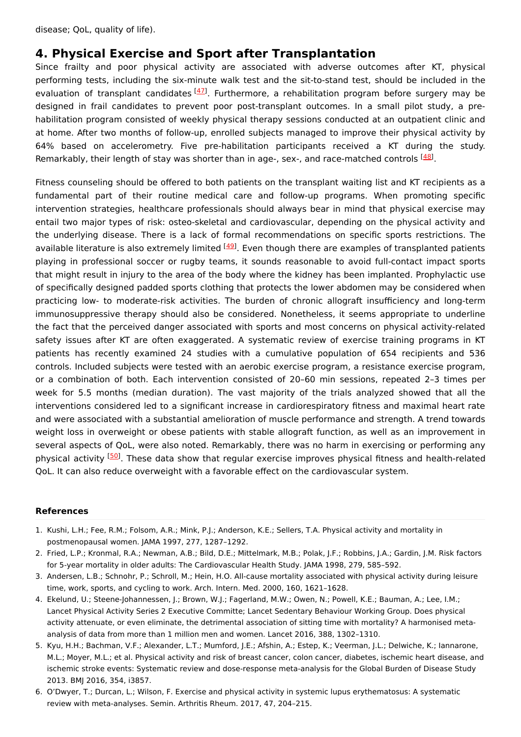disease; QoL, quality of life).

## 4. Physical Exercise and Sport after Transplantation

Since frailty and poor physical activity are associated with adverse outcomes after KT, physical performing tests, including the six-minute walk test and the sit-to-stand test, should be included in the evaluation of transplant candidates [47]. Furthermore, a rehabilitation program before surgery may be designed in frail candidates to prevent poor post-transplant outcomes. In a small pilot study, a pre-habilitation program consisted of weekly physical therapy sessions conducted at an outpatient clinic and at home. After two months of follow-up, enrolled subjects managed to improve their physical activity by 64% based on accelerometry. Five pre-habilitation participants received a KT during the study. Remarkably, their length of stay was shorter than in age-, sex-, and race-matched controls [48].

Fitness counseling should be offered to both patients on the transplant waiting list and KT recipients as a fundamental part of their routine medical care and follow-up programs. When promoting specific intervention strategies, healthcare professionals should always bear in mind that physical exercise may entail two major types of risk: osteo-skeletal and cardiovascular, depending on the physical activity and the underlying disease. There is a lack of formal recommendations on specific sports restrictions. The available literature is also extremely limited [49]. Even though there are examples of transplanted patients playing in professional soccer or rugby teams, it sounds reasonable to avoid full-contact impact sports that might result in injury to the area of the body where the kidney has been implanted. Prophylactic use of specifically designed padded sports clothing that protects the lower abdomen may be considered when practicing low- to moderate-risk activities. The burden of chronic allograft insufficiency and long-term immunosuppressive therapy should also be considered. Nonetheless, it seems appropriate to underline the fact that the perceived danger associated with sports and most concerns on physical activity-related safety issues after KT are often exaggerated. A systematic review of exercise training programs in KT patients has recently examined 24 studies with a cumulative population of 654 recipients and 536 controls. Included subjects were tested with an aerobic exercise program, a resistance exercise program, or a combination of both. Each intervention consisted of 20–60 min sessions, repeated 2–3 times per week for 5.5 months (median duration). The vast majority of the trials analyzed showed that all the interventions considered led to a significant increase in cardiorespiratory fitness and maximal heart rate and were associated with a substantial amelioration of muscle performance and strength. A trend towards weight loss in overweight or obese patients with stable allograft function, as well as an improvement in several aspects of QoL, were also noted. Remarkably, there was no harm in exercising or performing any physical activity [50]. These data show that regular exercise improves physical fitness and health-related QoL. It can also reduce overweight with a favorable effect on the cardiovascular system.

### References

1. Kushi, L.H.; Fee, R.M.; Folsom, A.R.; Mink, P.J.; Anderson, K.E.; Sellers, T.A. Physical activity and mortality in postmenopausal women. JAMA 1997, 277, 1287–1292.
2. Fried, L.P.; Kronmal, R.A.; Newman, A.B.; Bild, D.E.; Mittelmark, M.B.; Polak, J.F.; Robbins, J.A.; Gardin, J.M. Risk factors for 5-year mortality in older adults: The Cardiovascular Health Study. JAMA 1998, 279, 585–592.
3. Andersen, L.B.; Schnohr, P.; Schroll, M.; Hein, H.O. All-cause mortality associated with physical activity during leisure time, work, sports, and cycling to work. Arch. Intern. Med. 2000, 160, 1621–1628.
4. Ekelund, U.; Steene-Johannessen, J.; Brown, W.J.; Fagerland, M.W.; Owen, N.; Powell, K.E.; Bauman, A.; Lee, I.M.; Lancet Physical Activity Series 2 Executive Committe; Lancet Sedentary Behaviour Working Group. Does physical activity attenuate, or even eliminate, the detrimental association of sitting time with mortality? A harmonised meta-analysis of data from more than 1 million men and women. Lancet 2016, 388, 1302–1310.
5. Kyu, H.H.; Bachman, V.F.; Alexander, L.T.; Mumford, J.E.; Afshin, A.; Estep, K.; Veerman, J.L.; Delwiche, K.; Iannarone, M.L.; Moyer, M.L.; et al. Physical activity and risk of breast cancer, colon cancer, diabetes, ischemic heart disease, and ischemic stroke events: Systematic review and dose-response meta-analysis for the Global Burden of Disease Study 2013. BMJ 2016, 354, i3857.
6. O'Dwyer, T.; Durcan, L.; Wilson, F. Exercise and physical activity in systemic lupus erythematosus: A systematic review with meta-analyses. Semin. Arthritis Rheum. 2017, 47, 204–215.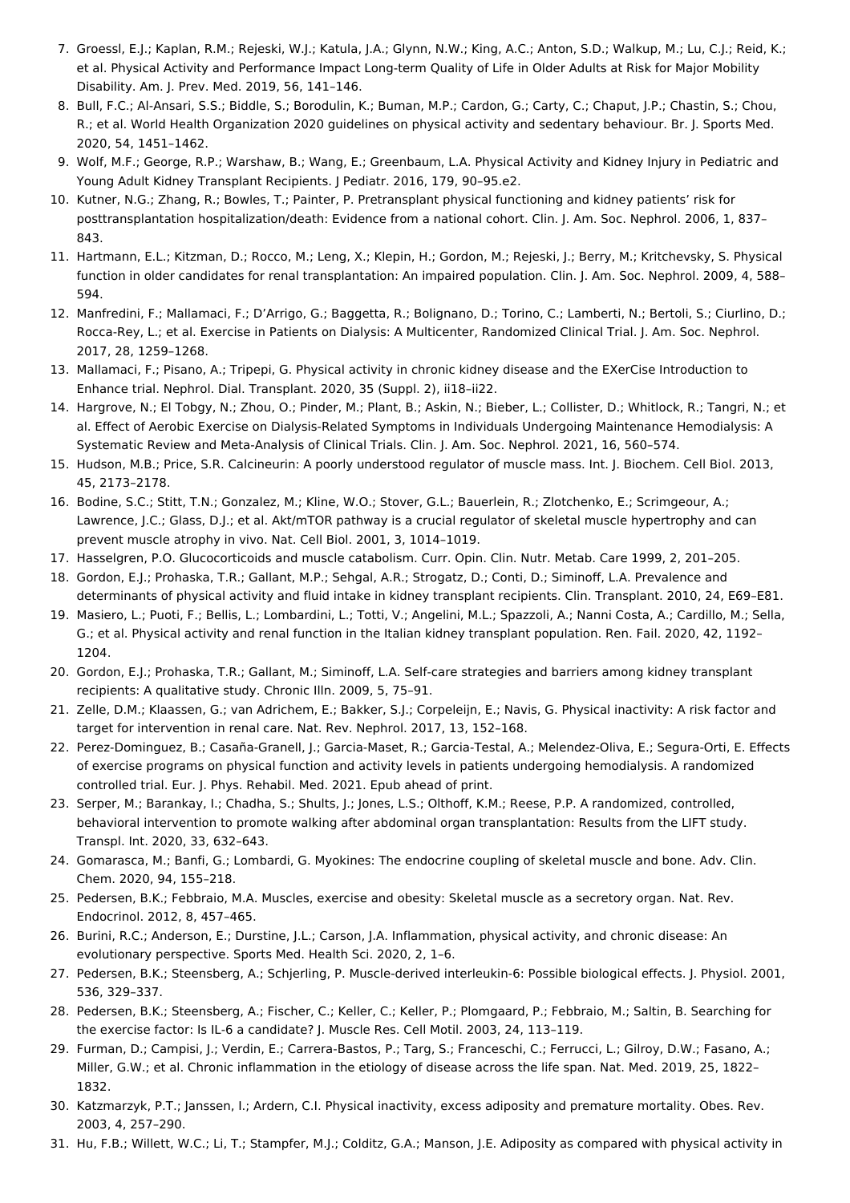7. Groessl, E.J.; Kaplan, R.M.; Rejeski, W.J.; Katula, J.A.; Glynn, N.W.; King, A.C.; Anton, S.D.; Walkup, M.; Lu, C.J.; Reid, K.; et al. Physical Activity and Performance Impact Long-term Quality of Life in Older Adults at Risk for Major Mobility Disability. Am. J. Prev. Med. 2019, 56, 141–146.
8. Bull, F.C.; Al-Ansari, S.S.; Biddle, S.; Borodulin, K.; Buman, M.P.; Cardon, G.; Carty, C.; Chaput, J.P.; Chastin, S.; Chou, R.; et al. World Health Organization 2020 guidelines on physical activity and sedentary behaviour. Br. J. Sports Med. 2020, 54, 1451–1462.
9. Wolf, M.F.; George, R.P.; Warshaw, B.; Wang, E.; Greenbaum, L.A. Physical Activity and Kidney Injury in Pediatric and Young Adult Kidney Transplant Recipients. J Pediatr. 2016, 179, 90–95.e2.
10. Kutner, N.G.; Zhang, R.; Bowles, T.; Painter, P. Pretransplant physical functioning and kidney patients' risk for posttransplantation hospitalization/death: Evidence from a national cohort. Clin. J. Am. Soc. Nephrol. 2006, 1, 837–843.
11. Hartmann, E.L.; Kitzman, D.; Rocco, M.; Leng, X.; Klepin, H.; Gordon, M.; Rejeski, J.; Berry, M.; Kritchevsky, S. Physical function in older candidates for renal transplantation: An impaired population. Clin. J. Am. Soc. Nephrol. 2009, 4, 588–594.
12. Manfredini, F.; Mallamaci, F.; D'Arrigo, G.; Baggetta, R.; Bolignano, D.; Torino, C.; Lamberti, N.; Bertoli, S.; Ciurlino, D.; Rocca-Rey, L.; et al. Exercise in Patients on Dialysis: A Multicenter, Randomized Clinical Trial. J. Am. Soc. Nephrol. 2017, 28, 1259–1268.
13. Mallamaci, F.; Pisano, A.; Tripepi, G. Physical activity in chronic kidney disease and the EXerCise Introduction to Enhance trial. Nephrol. Dial. Transplant. 2020, 35 (Suppl. 2), ii18–ii22.
14. Hargrove, N.; El Tobgy, N.; Zhou, O.; Pinder, M.; Plant, B.; Askin, N.; Bieber, L.; Collister, D.; Whitlock, R.; Tangri, N.; et al. Effect of Aerobic Exercise on Dialysis-Related Symptoms in Individuals Undergoing Maintenance Hemodialysis: A Systematic Review and Meta-Analysis of Clinical Trials. Clin. J. Am. Soc. Nephrol. 2021, 16, 560–574.
15. Hudson, M.B.; Price, S.R. Calcineurin: A poorly understood regulator of muscle mass. Int. J. Biochem. Cell Biol. 2013, 45, 2173–2178.
16. Bodine, S.C.; Stitt, T.N.; Gonzalez, M.; Kline, W.O.; Stover, G.L.; Bauerlein, R.; Zlotchenko, E.; Scrimgeour, A.; Lawrence, J.C.; Glass, D.J.; et al. Akt/mTOR pathway is a crucial regulator of skeletal muscle hypertrophy and can prevent muscle atrophy in vivo. Nat. Cell Biol. 2001, 3, 1014–1019.
17. Hasselgren, P.O. Glucocorticoids and muscle catabolism. Curr. Opin. Clin. Nutr. Metab. Care 1999, 2, 201–205.
18. Gordon, E.J.; Prohaska, T.R.; Gallant, M.P.; Sehgal, A.R.; Strogatz, D.; Conti, D.; Siminoff, L.A. Prevalence and determinants of physical activity and fluid intake in kidney transplant recipients. Clin. Transplant. 2010, 24, E69–E81.
19. Masiero, L.; Puoti, F.; Bellis, L.; Lombardini, L.; Totti, V.; Angelini, M.L.; Spazzoli, A.; Nanni Costa, A.; Cardillo, M.; Sella, G.; et al. Physical activity and renal function in the Italian kidney transplant population. Ren. Fail. 2020, 42, 1192–1204.
20. Gordon, E.J.; Prohaska, T.R.; Gallant, M.; Siminoff, L.A. Self-care strategies and barriers among kidney transplant recipients: A qualitative study. Chronic Illn. 2009, 5, 75–91.
21. Zelle, D.M.; Klaassen, G.; van Adrichem, E.; Bakker, S.J.; Corpeleijn, E.; Navis, G. Physical inactivity: A risk factor and target for intervention in renal care. Nat. Rev. Nephrol. 2017, 13, 152–168.
22. Perez-Dominguez, B.; Casaña-Granell, J.; Garcia-Maset, R.; Garcia-Testal, A.; Melendez-Oliva, E.; Segura-Orti, E. Effects of exercise programs on physical function and activity levels in patients undergoing hemodialysis. A randomized controlled trial. Eur. J. Phys. Rehabil. Med. 2021. Epub ahead of print.
23. Serper, M.; Barankay, I.; Chadha, S.; Shults, J.; Jones, L.S.; Olthoff, K.M.; Reese, P.P. A randomized, controlled, behavioral intervention to promote walking after abdominal organ transplantation: Results from the LIFT study. Transpl. Int. 2020, 33, 632–643.
24. Gomarasca, M.; Banfi, G.; Lombardi, G. Myokines: The endocrine coupling of skeletal muscle and bone. Adv. Clin. Chem. 2020, 94, 155–218.
25. Pedersen, B.K.; Febbraio, M.A. Muscles, exercise and obesity: Skeletal muscle as a secretory organ. Nat. Rev. Endocrinol. 2012, 8, 457–465.
26. Burini, R.C.; Anderson, E.; Durstine, J.L.; Carson, J.A. Inflammation, physical activity, and chronic disease: An evolutionary perspective. Sports Med. Health Sci. 2020, 2, 1–6.
27. Pedersen, B.K.; Steensberg, A.; Schjerling, P. Muscle-derived interleukin-6: Possible biological effects. J. Physiol. 2001, 536, 329–337.
28. Pedersen, B.K.; Steensberg, A.; Fischer, C.; Keller, C.; Keller, P.; Plomgaard, P.; Febbraio, M.; Saltin, B. Searching for the exercise factor: Is IL-6 a candidate? J. Muscle Res. Cell Motil. 2003, 24, 113–119.
29. Furman, D.; Campisi, J.; Verdin, E.; Carrera-Bastos, P.; Targ, S.; Franceschi, C.; Ferrucci, L.; Gilroy, D.W.; Fasano, A.; Miller, G.W.; et al. Chronic inflammation in the etiology of disease across the life span. Nat. Med. 2019, 25, 1822–1832.
30. Katzmarzyk, P.T.; Janssen, I.; Ardern, C.I. Physical inactivity, excess adiposity and premature mortality. Obes. Rev. 2003, 4, 257–290.
31. Hu, F.B.; Willett, W.C.; Li, T.; Stampfer, M.J.; Colditz, G.A.; Manson, J.E. Adiposity as compared with physical activity in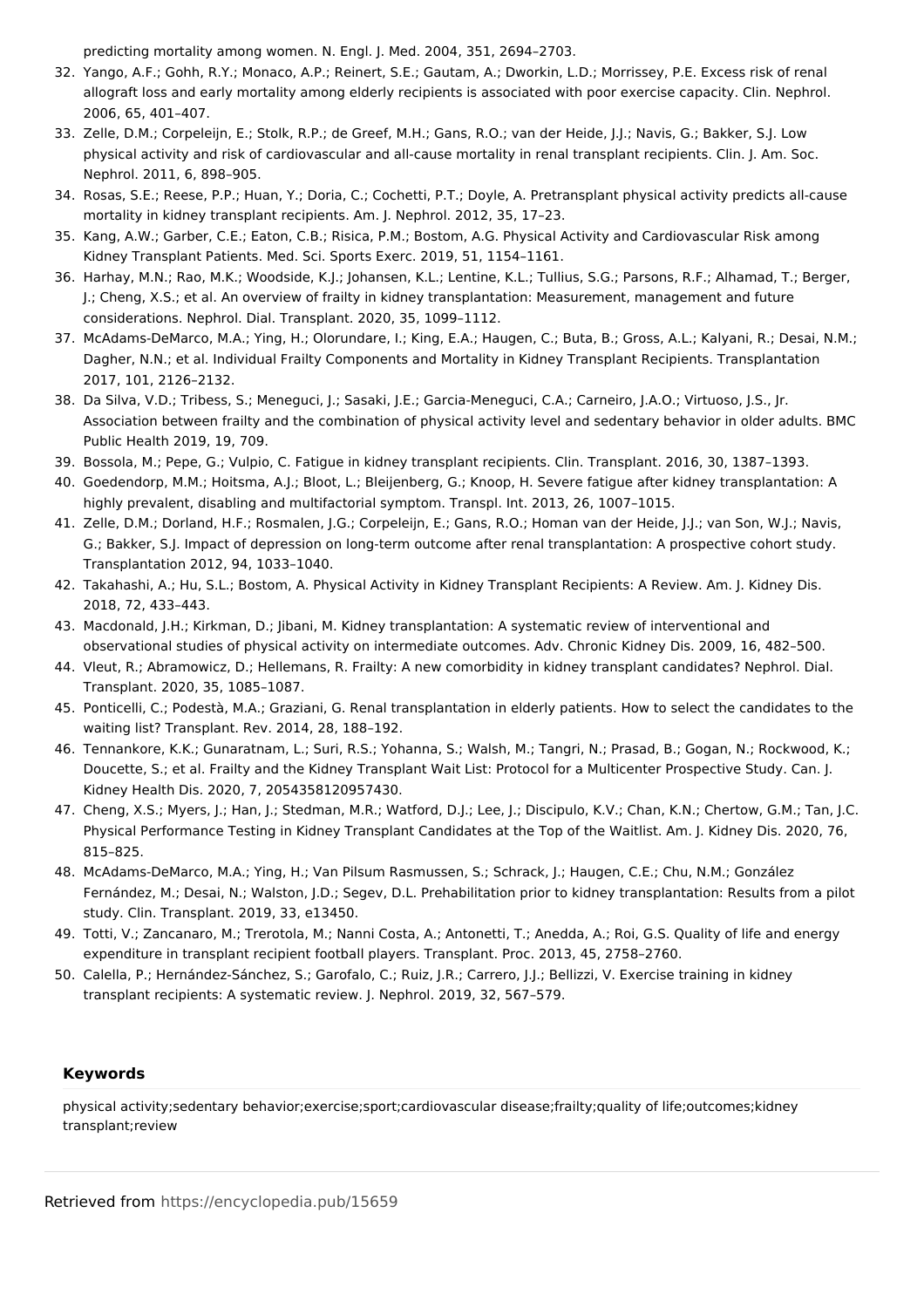predicting mortality among women. N. Engl. J. Med. 2004, 351, 2694–2703.

32. Yango, A.F.; Gohh, R.Y.; Monaco, A.P.; Reinert, S.E.; Gautam, A.; Dworkin, L.D.; Morrissey, P.E. Excess risk of renal allograft loss and early mortality among elderly recipients is associated with poor exercise capacity. Clin. Nephrol. 2006, 65, 401–407.
33. Zelle, D.M.; Corpeleijn, E.; Stolk, R.P.; de Greef, M.H.; Gans, R.O.; van der Heide, J.J.; Navis, G.; Bakker, S.J. Low physical activity and risk of cardiovascular and all-cause mortality in renal transplant recipients. Clin. J. Am. Soc. Nephrol. 2011, 6, 898–905.
34. Rosas, S.E.; Reese, P.P.; Huan, Y.; Doria, C.; Cochetti, P.T.; Doyle, A. Pretransplant physical activity predicts all-cause mortality in kidney transplant recipients. Am. J. Nephrol. 2012, 35, 17–23.
35. Kang, A.W.; Garber, C.E.; Eaton, C.B.; Risica, P.M.; Bostom, A.G. Physical Activity and Cardiovascular Risk among Kidney Transplant Patients. Med. Sci. Sports Exerc. 2019, 51, 1154–1161.
36. Harhay, M.N.; Rao, M.K.; Woodside, K.J.; Johansen, K.L.; Lentine, K.L.; Tullius, S.G.; Parsons, R.F.; Alhamad, T.; Berger, J.; Cheng, X.S.; et al. An overview of frailty in kidney transplantation: Measurement, management and future considerations. Nephrol. Dial. Transplant. 2020, 35, 1099–1112.
37. McAdams-DeMarco, M.A.; Ying, H.; Olorundare, I.; King, E.A.; Haugen, C.; Buta, B.; Gross, A.L.; Kalyani, R.; Desai, N.M.; Dagher, N.N.; et al. Individual Frailty Components and Mortality in Kidney Transplant Recipients. Transplantation 2017, 101, 2126–2132.
38. Da Silva, V.D.; Tribess, S.; Meneguci, J.; Sasaki, J.E.; Garcia-Meneguci, C.A.; Carneiro, J.A.O.; Virtuoso, J.S., Jr. Association between frailty and the combination of physical activity level and sedentary behavior in older adults. BMC Public Health 2019, 19, 709.
39. Bossola, M.; Pepe, G.; Vulpio, C. Fatigue in kidney transplant recipients. Clin. Transplant. 2016, 30, 1387–1393.
40. Goedendorp, M.M.; Hoitsma, A.J.; Bloot, L.; Bleijenberg, G.; Knoop, H. Severe fatigue after kidney transplantation: A highly prevalent, disabling and multifactorial symptom. Transpl. Int. 2013, 26, 1007–1015.
41. Zelle, D.M.; Dorland, H.F.; Rosmalen, J.G.; Corpeleijn, E.; Gans, R.O.; Homan van der Heide, J.J.; van Son, W.J.; Navis, G.; Bakker, S.J. Impact of depression on long-term outcome after renal transplantation: A prospective cohort study. Transplantation 2012, 94, 1033–1040.
42. Takahashi, A.; Hu, S.L.; Bostom, A. Physical Activity in Kidney Transplant Recipients: A Review. Am. J. Kidney Dis. 2018, 72, 433–443.
43. Macdonald, J.H.; Kirkman, D.; Jibani, M. Kidney transplantation: A systematic review of interventional and observational studies of physical activity on intermediate outcomes. Adv. Chronic Kidney Dis. 2009, 16, 482–500.
44. Vleut, R.; Abramowicz, D.; Hellemans, R. Frailty: A new comorbidity in kidney transplant candidates? Nephrol. Dial. Transplant. 2020, 35, 1085–1087.
45. Ponticelli, C.; Podestà, M.A.; Graziani, G. Renal transplantation in elderly patients. How to select the candidates to the waiting list? Transplant. Rev. 2014, 28, 188–192.
46. Tennankore, K.K.; Gunaratnam, L.; Suri, R.S.; Yohanna, S.; Walsh, M.; Tangri, N.; Prasad, B.; Gogan, N.; Rockwood, K.; Doucette, S.; et al. Frailty and the Kidney Transplant Wait List: Protocol for a Multicenter Prospective Study. Can. J. Kidney Health Dis. 2020, 7, 2054358120957430.
47. Cheng, X.S.; Myers, J.; Han, J.; Stedman, M.R.; Watford, D.J.; Lee, J.; Discipulo, K.V.; Chan, K.N.; Chertow, G.M.; Tan, J.C. Physical Performance Testing in Kidney Transplant Candidates at the Top of the Waitlist. Am. J. Kidney Dis. 2020, 76, 815–825.
48. McAdams-DeMarco, M.A.; Ying, H.; Van Pilsum Rasmussen, S.; Schrack, J.; Haugen, C.E.; Chu, N.M.; González Fernández, M.; Desai, N.; Walston, J.D.; Segev, D.L. Prehabilitation prior to kidney transplantation: Results from a pilot study. Clin. Transplant. 2019, 33, e13450.
49. Totti, V.; Zancanaro, M.; Trerotola, M.; Nanni Costa, A.; Antonetti, T.; Anedda, A.; Roi, G.S. Quality of life and energy expenditure in transplant recipient football players. Transplant. Proc. 2013, 45, 2758–2760.
50. Calella, P.; Hernández-Sánchez, S.; Garofalo, C.; Ruiz, J.R.; Carrero, J.J.; Bellizzi, V. Exercise training in kidney transplant recipients: A systematic review. J. Nephrol. 2019, 32, 567–579.

### Keywords

physical activity;sedentary behavior;exercise;sport;cardiovascular disease;frailty;quality of life;outcomes;kidney transplant;review

Retrieved from https://encyclopedia.pub/15659